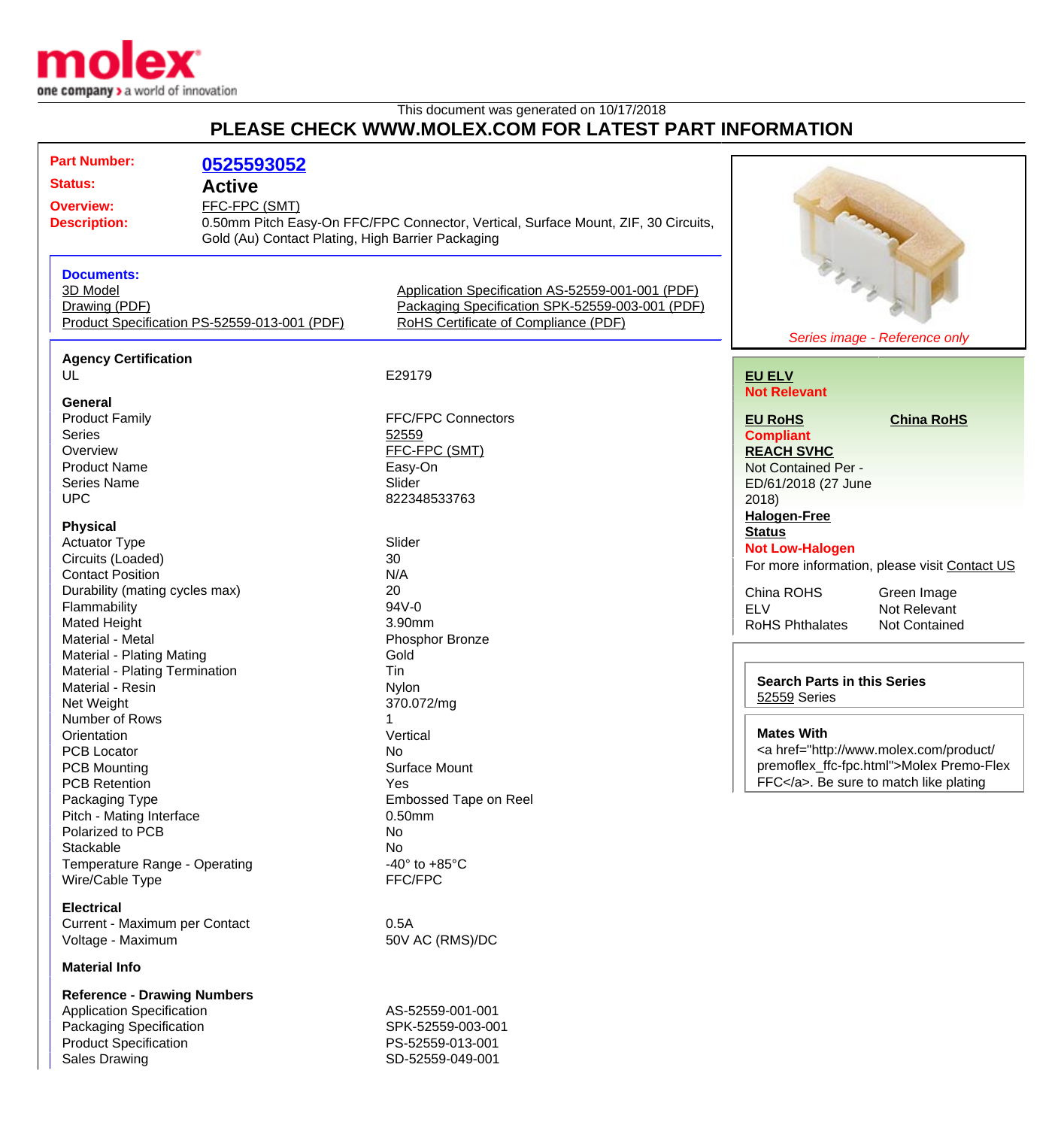molex
one company > a world of innovation

This document was generated on 10/17/2018

# PLEASE CHECK WWW.MOLEX.COM FOR LATEST PART INFORMATION

**Part Number:** 0525593052
**Status:** Active
**Overview:** FFC-FPC (SMT)
**Description:** 0.50mm Pitch Easy-On FFC/FPC Connector, Vertical, Surface Mount, ZIF, 30 Circuits, Gold (Au) Contact Plating, High Barrier Packaging

**Documents:**

- 3D Model
- Drawing (PDF)
- Product Specification PS-52559-013-001 (PDF)
- Application Specification AS-52559-001-001 (PDF)
- Packaging Specification SPK-52559-003-001 (PDF)
- RoHS Certificate of Compliance (PDF)

*Series image - Reference only*

**Agency Certification**

| | |
|---|---|
| UL | E29179 |

**General**

| | |
|---|---|
| Product Family | FFC/FPC Connectors |
| Series | 52559 |
| Overview | FFC-FPC (SMT) |
| Product Name | Easy-On |
| Series Name | Slider |
| UPC | 822348533763 |

**Physical**

| | |
|---|---|
| Actuator Type | Slider |
| Circuits (Loaded) | 30 |
| Contact Position | N/A |
| Durability (mating cycles max) | 20 |
| Flammability | 94V-0 |
| Mated Height | 3.90mm |
| Material - Metal | Phosphor Bronze |
| Material - Plating Mating | Gold |
| Material - Plating Termination | Tin |
| Material - Resin | Nylon |
| Net Weight | 370.072/mg |
| Number of Rows | 1 |
| Orientation | Vertical |
| PCB Locator | No |
| PCB Mounting | Surface Mount |
| PCB Retention | Yes |
| Packaging Type | Embossed Tape on Reel |
| Pitch - Mating Interface | 0.50mm |
| Polarized to PCB | No |
| Stackable | No |
| Temperature Range - Operating | -40° to +85°C |
| Wire/Cable Type | FFC/FPC |

**Electrical**

| | |
|---|---|
| Current - Maximum per Contact | 0.5A |
| Voltage - Maximum | 50V AC (RMS)/DC |

**Material Info**

**Reference - Drawing Numbers**

| | |
|---|---|
| Application Specification | AS-52559-001-001 |
| Packaging Specification | SPK-52559-003-001 |
| Product Specification | PS-52559-013-001 |
| Sales Drawing | SD-52559-049-001 |

**EU ELV**
**Not Relevant**

**EU RoHS** **China RoHS**
**Compliant**

**REACH SVHC**
Not Contained Per - ED/61/2018 (27 June 2018)

**Halogen-Free Status**
**Not Low-Halogen**

For more information, please visit Contact US

| | |
|---|---|
| China ROHS | Green Image |
| ELV | Not Relevant |
| RoHS Phthalates | Not Contained |

**Search Parts in this Series**
52559 Series

**Mates With**
<a href="http://www.molex.com/product/premoflex_ffc-fpc.html">Molex Premo-Flex FFC</a>. Be sure to match like plating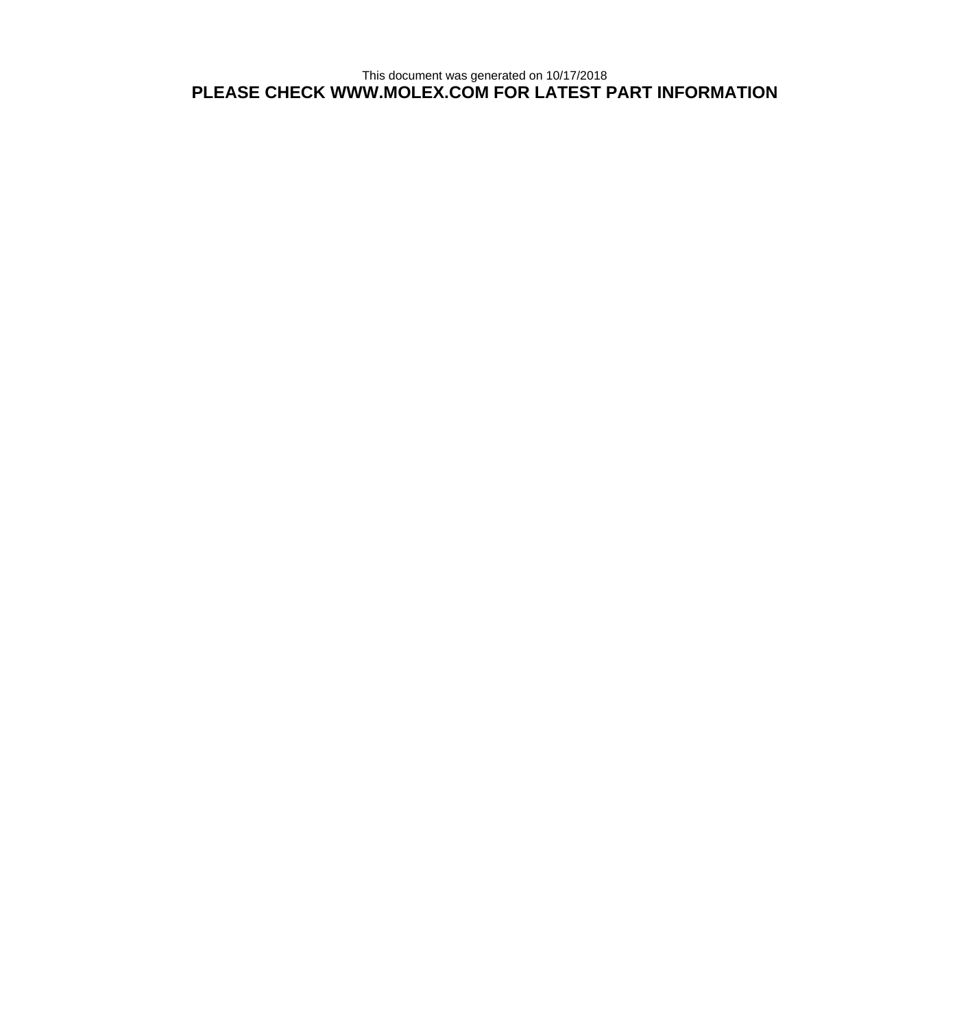This document was generated on 10/17/2018

**PLEASE CHECK WWW.MOLEX.COM FOR LATEST PART INFORMATION**